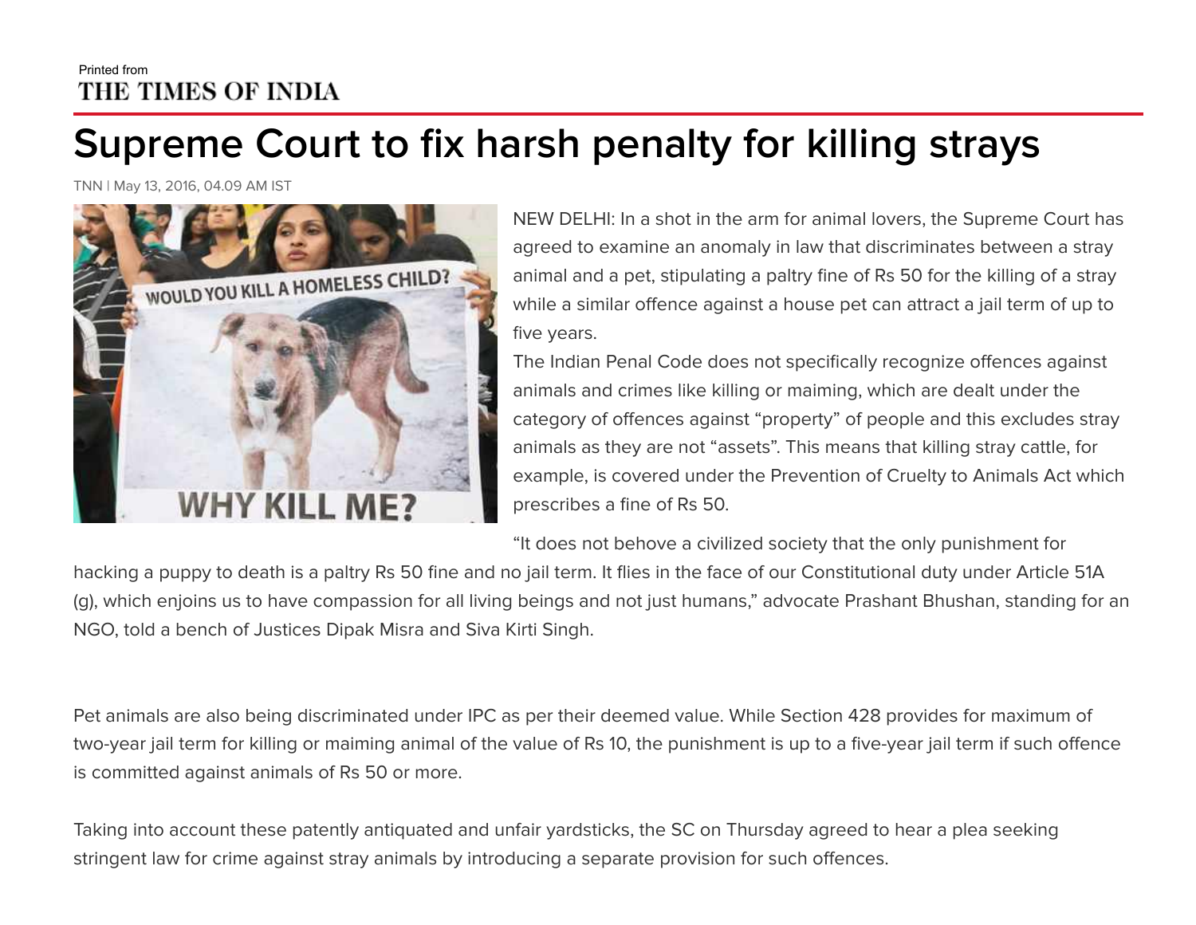Printed from
THE TIMES OF INDIA

# Supreme Court to fix harsh penalty for killing strays

TNN | May 13, 2016, 04.09 AM IST

NEW DELHI: In a shot in the arm for animal lovers, the Supreme Court has agreed to examine an anomaly in law that discriminates between a stray animal and a pet, stipulating a paltry fine of Rs 50 for the killing of a stray while a similar offence against a house pet can attract a jail term of up to five years.

The Indian Penal Code does not specifically recognize offences against animals and crimes like killing or maiming, which are dealt under the category of offences against "property" of people and this excludes stray animals as they are not "assets". This means that killing stray cattle, for example, is covered under the Prevention of Cruelty to Animals Act which prescribes a fine of Rs 50.

"It does not behove a civilized society that the only punishment for hacking a puppy to death is a paltry Rs 50 fine and no jail term. It flies in the face of our Constitutional duty under Article 51A (g), which enjoins us to have compassion for all living beings and not just humans," advocate Prashant Bhushan, standing for an NGO, told a bench of Justices Dipak Misra and Siva Kirti Singh.

Pet animals are also being discriminated under IPC as per their deemed value. While Section 428 provides for maximum of two-year jail term for killing or maiming animal of the value of Rs 10, the punishment is up to a five-year jail term if such offence is committed against animals of Rs 50 or more.

Taking into account these patently antiquated and unfair yardsticks, the SC on Thursday agreed to hear a plea seeking stringent law for crime against stray animals by introducing a separate provision for such offences.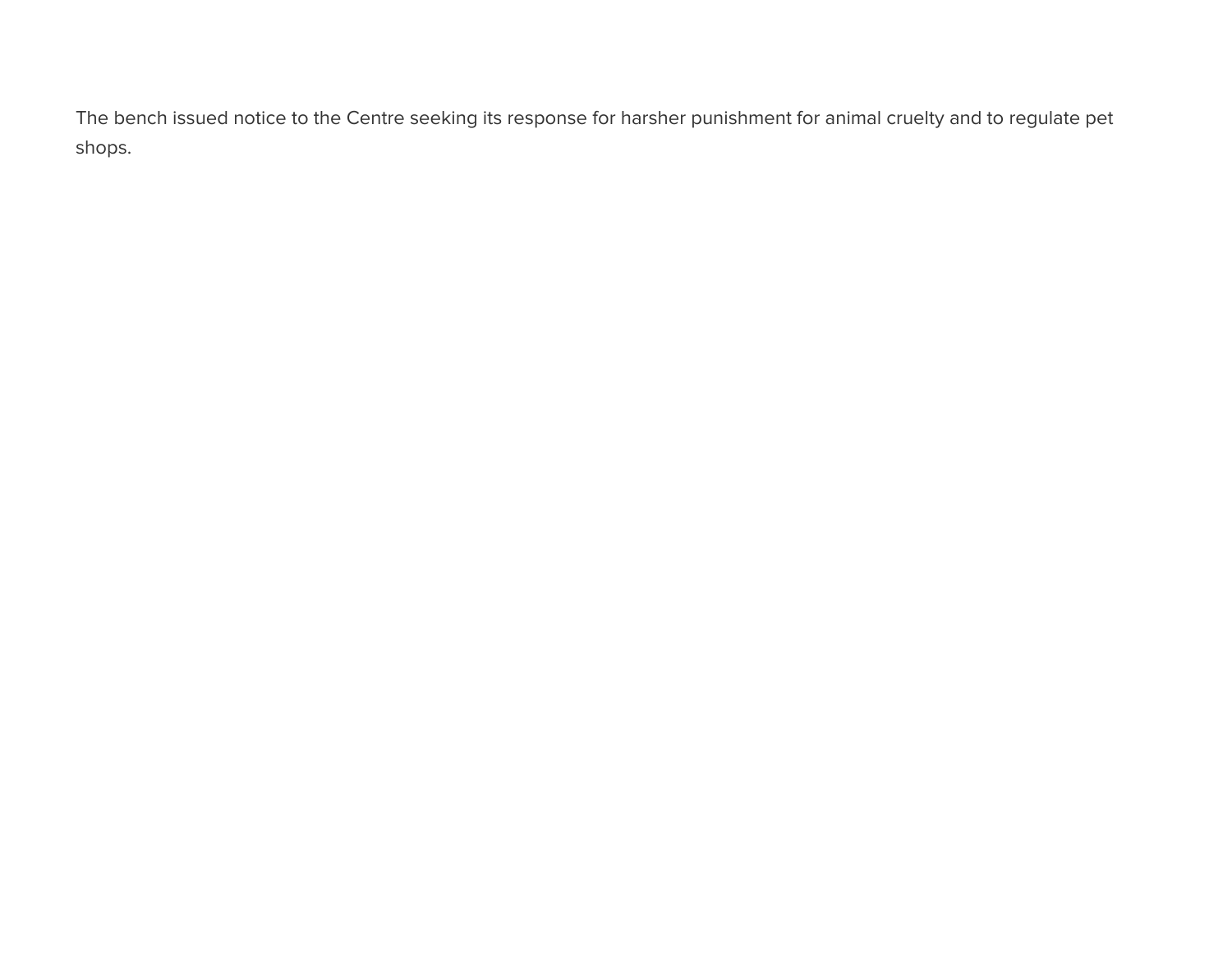The bench issued notice to the Centre seeking its response for harsher punishment for animal cruelty and to regulate pet shops.